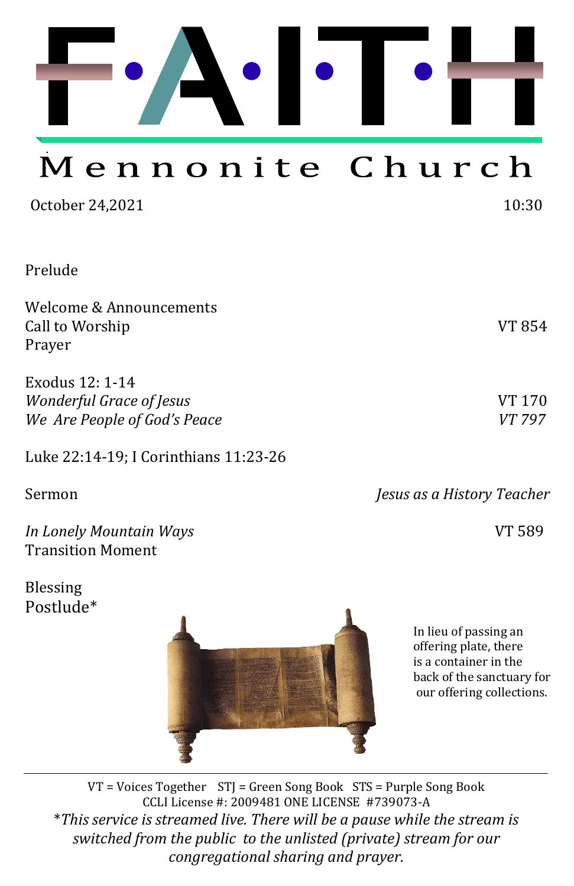# FAITH

## Mennonite Church

October 24,2021 — 10:30

Prelude

Welcome & Announcements
Call to Worship — VT 854
Prayer

Exodus 12: 1-14
*Wonderful Grace of Jesus* — VT 170
*We Are People of God's Peace* — *VT 797*

Luke 22:14-19; I Corinthians 11:23-26

Sermon — *Jesus as a History Teacher*

*In Lonely Mountain Ways* — VT 589
Transition Moment

Blessing
Postlude*

In lieu of passing an offering plate, there is a container in the back of the sanctuary for our offering collections.

---

VT = Voices Together   STJ = Green Song Book   STS = Purple Song Book
CCLI License #: 2009481 ONE LICENSE #739073-A

**This service is streamed live. There will be a pause while the stream is switched from the public to the unlisted (private) stream for our congregational sharing and prayer.*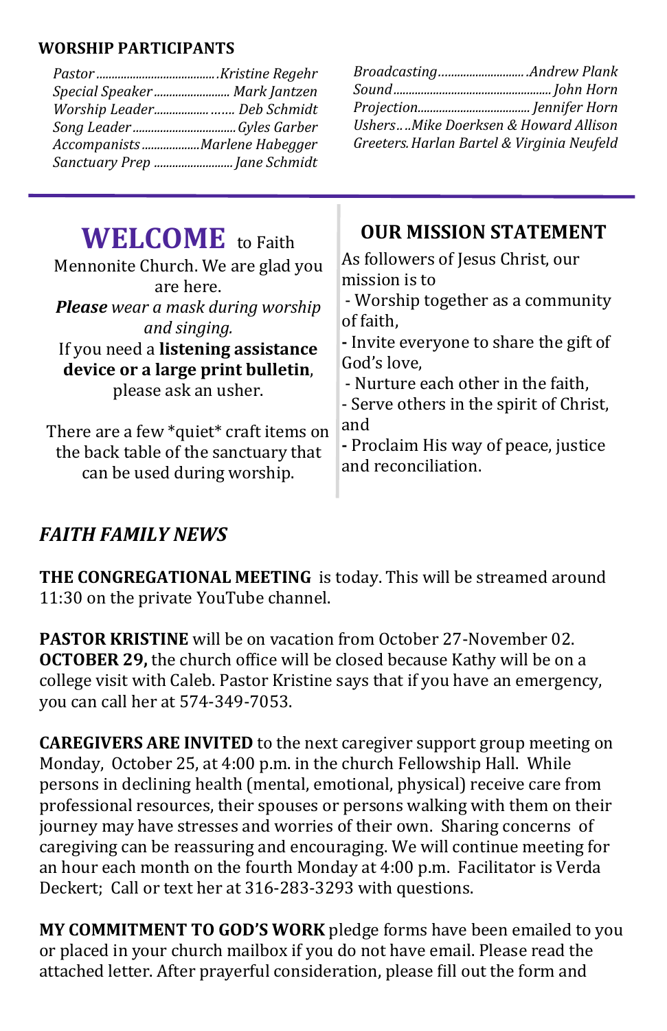## WORSHIP PARTICIPANTS

*Pastor* ........................................ *Kristine Regehr*
*Special Speaker* ......................... *Mark Jantzen*
*Worship Leader*.................. ....... *Deb Schmidt*
*Song Leader* .................................. *Gyles Garber*
*Accompanists* ................... *Marlene Habegger*
*Sanctuary Prep* ......................... *Jane Schmidt*

*Broadcasting*............................ *Andrew Plank*
*Sound*.................................................... *John Horn*
*Projection*.................................... *Jennifer Horn*
*Ushers*.. ..*Mike Doerksen & Howard Allison*
*Greeters*. *Harlan Bartel & Virginia Neufeld*

---

**WELCOME** to Faith Mennonite Church. We are glad you are here.
***Please*** *wear a mask during worship and singing.*
If you need a **listening assistance device or a large print bulletin**, please ask an usher.

There are a few *quiet* craft items on the back table of the sanctuary that can be used during worship.

## OUR MISSION STATEMENT

As followers of Jesus Christ, our mission is to
- Worship together as a community of faith,
- Invite everyone to share the gift of God's love,
- Nurture each other in the faith,
- Serve others in the spirit of Christ, and
- Proclaim His way of peace, justice and reconciliation.

## *FAITH FAMILY NEWS*

**THE CONGREGATIONAL MEETING** is today. This will be streamed around 11:30 on the private YouTube channel.

**PASTOR KRISTINE** will be on vacation from October 27-November 02. **OCTOBER 29,** the church office will be closed because Kathy will be on a college visit with Caleb. Pastor Kristine says that if you have an emergency, you can call her at 574-349-7053.

**CAREGIVERS ARE INVITED** to the next caregiver support group meeting on Monday, October 25, at 4:00 p.m. in the church Fellowship Hall. While persons in declining health (mental, emotional, physical) receive care from professional resources, their spouses or persons walking with them on their journey may have stresses and worries of their own. Sharing concerns of caregiving can be reassuring and encouraging. We will continue meeting for an hour each month on the fourth Monday at 4:00 p.m. Facilitator is Verda Deckert; Call or text her at 316-283-3293 with questions.

**MY COMMITMENT TO GOD'S WORK** pledge forms have been emailed to you or placed in your church mailbox if you do not have email. Please read the attached letter. After prayerful consideration, please fill out the form and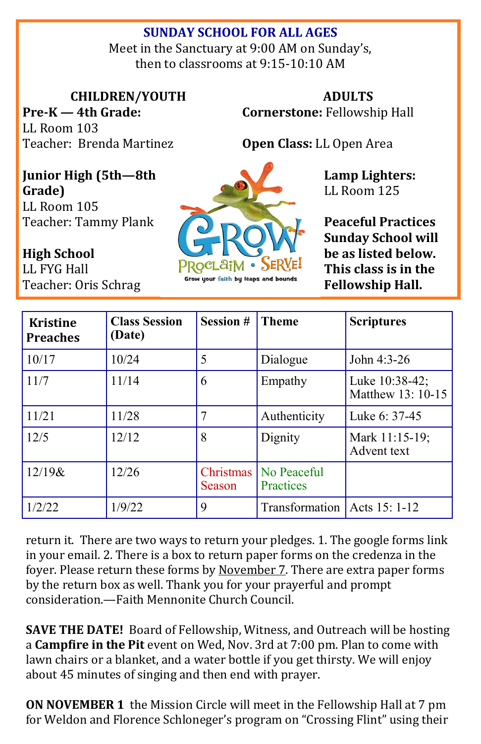**SUNDAY SCHOOL FOR ALL AGES**

Meet in the Sanctuary at 9:00 AM on Sunday's, then to classrooms at 9:15-10:10 AM

**CHILDREN/YOUTH**

**Pre-K — 4th Grade:**
LL Room 103
Teacher: Brenda Martinez

**Junior High (5th—8th Grade)**
LL Room 105
Teacher: Tammy Plank

**High School**
LL FYG Hall
Teacher: Oris Schrag

**ADULTS**

**Cornerstone:** Fellowship Hall

**Open Class:** LL Open Area

**Lamp Lighters:**
LL Room 125

**Peaceful Practices Sunday School will be as listed below. This class is in the Fellowship Hall.**

| Kristine Preaches | Class Session (Date) | Session # | Theme | Scriptures |
|---|---|---|---|---|
| 10/17 | 10/24 | 5 | Dialogue | John 4:3-26 |
| 11/7 | 11/14 | 6 | Empathy | Luke 10:38-42; Matthew 13: 10-15 |
| 11/21 | 11/28 | 7 | Authenticity | Luke 6: 37-45 |
| 12/5 | 12/12 | 8 | Dignity | Mark 11:15-19; Advent text |
| 12/19& | 12/26 | Christmas Season | No Peaceful Practices | |
| 1/2/22 | 1/9/22 | 9 | Transformation | Acts 15: 1-12 |

return it. There are two ways to return your pledges. 1. The google forms link in your email. 2. There is a box to return paper forms on the credenza in the foyer. Please return these forms by November 7. There are extra paper forms by the return box as well. Thank you for your prayerful and prompt consideration.—Faith Mennonite Church Council.

**SAVE THE DATE!** Board of Fellowship, Witness, and Outreach will be hosting a **Campfire in the Pit** event on Wed, Nov. 3rd at 7:00 pm. Plan to come with lawn chairs or a blanket, and a water bottle if you get thirsty. We will enjoy about 45 minutes of singing and then end with prayer.

**ON NOVEMBER 1** the Mission Circle will meet in the Fellowship Hall at 7 pm for Weldon and Florence Schloneger's program on "Crossing Flint" using their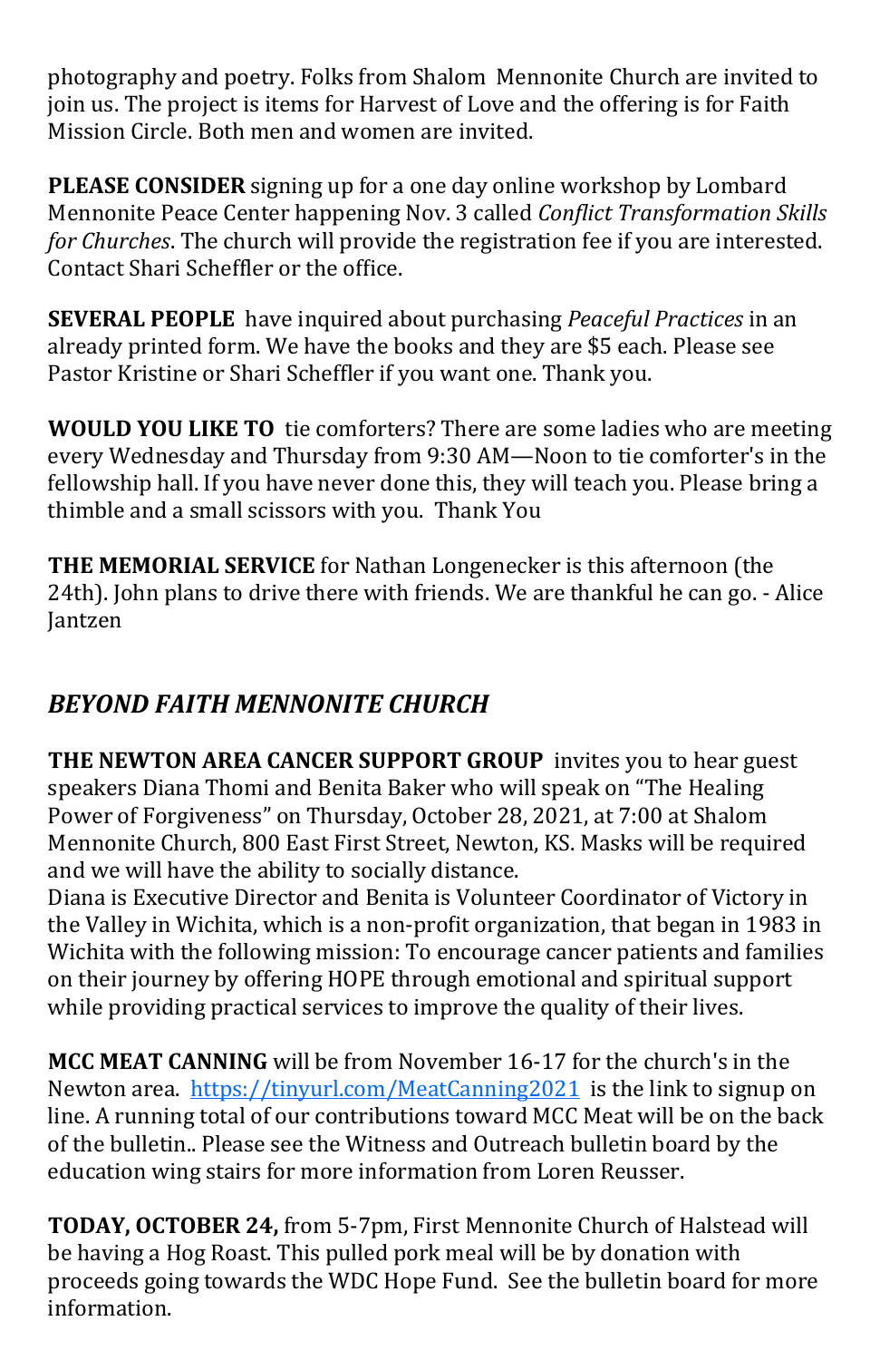photography and poetry. Folks from Shalom Mennonite Church are invited to join us. The project is items for Harvest of Love and the offering is for Faith Mission Circle. Both men and women are invited.

**PLEASE CONSIDER** signing up for a one day online workshop by Lombard Mennonite Peace Center happening Nov. 3 called *Conflict Transformation Skills for Churches*. The church will provide the registration fee if you are interested. Contact Shari Scheffler or the office.

**SEVERAL PEOPLE** have inquired about purchasing *Peaceful Practices* in an already printed form. We have the books and they are $5 each. Please see Pastor Kristine or Shari Scheffler if you want one. Thank you.

**WOULD YOU LIKE TO** tie comforters? There are some ladies who are meeting every Wednesday and Thursday from 9:30 AM—Noon to tie comforter's in the fellowship hall. If you have never done this, they will teach you. Please bring a thimble and a small scissors with you. Thank You

**THE MEMORIAL SERVICE** for Nathan Longenecker is this afternoon (the 24th). John plans to drive there with friends. We are thankful he can go. - Alice Jantzen

## *BEYOND FAITH MENNONITE CHURCH*

**THE NEWTON AREA CANCER SUPPORT GROUP** invites you to hear guest speakers Diana Thomi and Benita Baker who will speak on "The Healing Power of Forgiveness" on Thursday, October 28, 2021, at 7:00 at Shalom Mennonite Church, 800 East First Street, Newton, KS. Masks will be required and we will have the ability to socially distance.
Diana is Executive Director and Benita is Volunteer Coordinator of Victory in the Valley in Wichita, which is a non-profit organization, that began in 1983 in Wichita with the following mission: To encourage cancer patients and families on their journey by offering HOPE through emotional and spiritual support while providing practical services to improve the quality of their lives.

**MCC MEAT CANNING** will be from November 16-17 for the church's in the Newton area. https://tinyurl.com/MeatCanning2021 is the link to signup on line. A running total of our contributions toward MCC Meat will be on the back of the bulletin.. Please see the Witness and Outreach bulletin board by the education wing stairs for more information from Loren Reusser.

**TODAY, OCTOBER 24,** from 5-7pm, First Mennonite Church of Halstead will be having a Hog Roast. This pulled pork meal will be by donation with proceeds going towards the WDC Hope Fund. See the bulletin board for more information.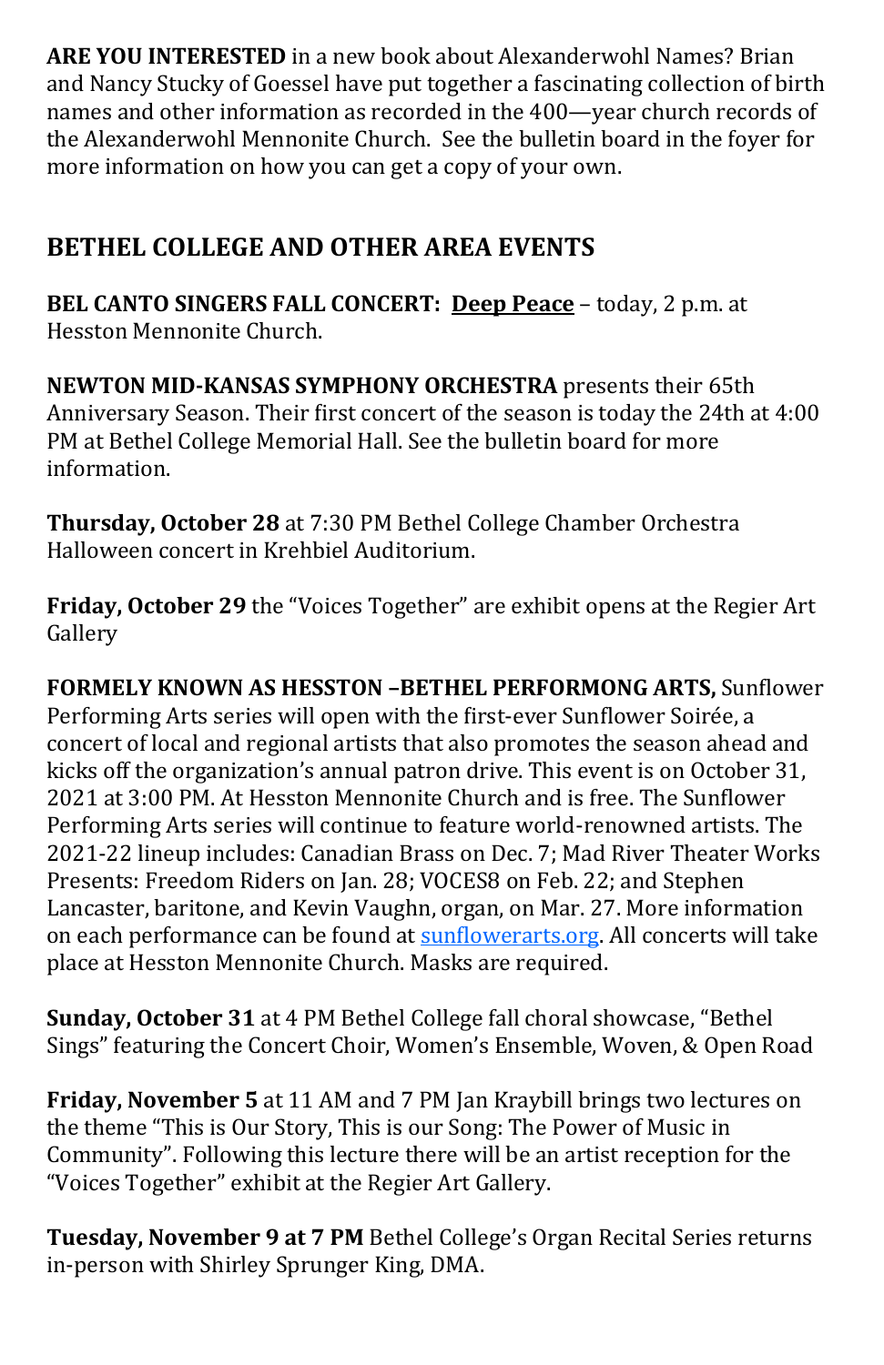**ARE YOU INTERESTED** in a new book about Alexanderwohl Names? Brian and Nancy Stucky of Goessel have put together a fascinating collection of birth names and other information as recorded in the 400—year church records of the Alexanderwohl Mennonite Church. See the bulletin board in the foyer for more information on how you can get a copy of your own.

## BETHEL COLLEGE AND OTHER AREA EVENTS

**BEL CANTO SINGERS FALL CONCERT: <u>Deep Peace</u>** – today, 2 p.m. at Hesston Mennonite Church.

**NEWTON MID-KANSAS SYMPHONY ORCHESTRA** presents their 65th Anniversary Season. Their first concert of the season is today the 24th at 4:00 PM at Bethel College Memorial Hall. See the bulletin board for more information.

**Thursday, October 28** at 7:30 PM Bethel College Chamber Orchestra Halloween concert in Krehbiel Auditorium.

**Friday, October 29** the "Voices Together" are exhibit opens at the Regier Art Gallery

**FORMELY KNOWN AS HESSTON –BETHEL PERFORMONG ARTS,** Sunflower Performing Arts series will open with the first-ever Sunflower Soirée, a concert of local and regional artists that also promotes the season ahead and kicks off the organization's annual patron drive. This event is on October 31, 2021 at 3:00 PM. At Hesston Mennonite Church and is free. The Sunflower Performing Arts series will continue to feature world-renowned artists. The 2021-22 lineup includes: Canadian Brass on Dec. 7; Mad River Theater Works Presents: Freedom Riders on Jan. 28; VOCES8 on Feb. 22; and Stephen Lancaster, baritone, and Kevin Vaughn, organ, on Mar. 27. More information on each performance can be found at [sunflowerarts.org](sunflowerarts.org). All concerts will take place at Hesston Mennonite Church. Masks are required.

**Sunday, October 31** at 4 PM Bethel College fall choral showcase, "Bethel Sings" featuring the Concert Choir, Women's Ensemble, Woven, & Open Road

**Friday, November 5** at 11 AM and 7 PM Jan Kraybill brings two lectures on the theme "This is Our Story, This is our Song: The Power of Music in Community". Following this lecture there will be an artist reception for the "Voices Together" exhibit at the Regier Art Gallery.

**Tuesday, November 9 at 7 PM** Bethel College's Organ Recital Series returns in-person with Shirley Sprunger King, DMA.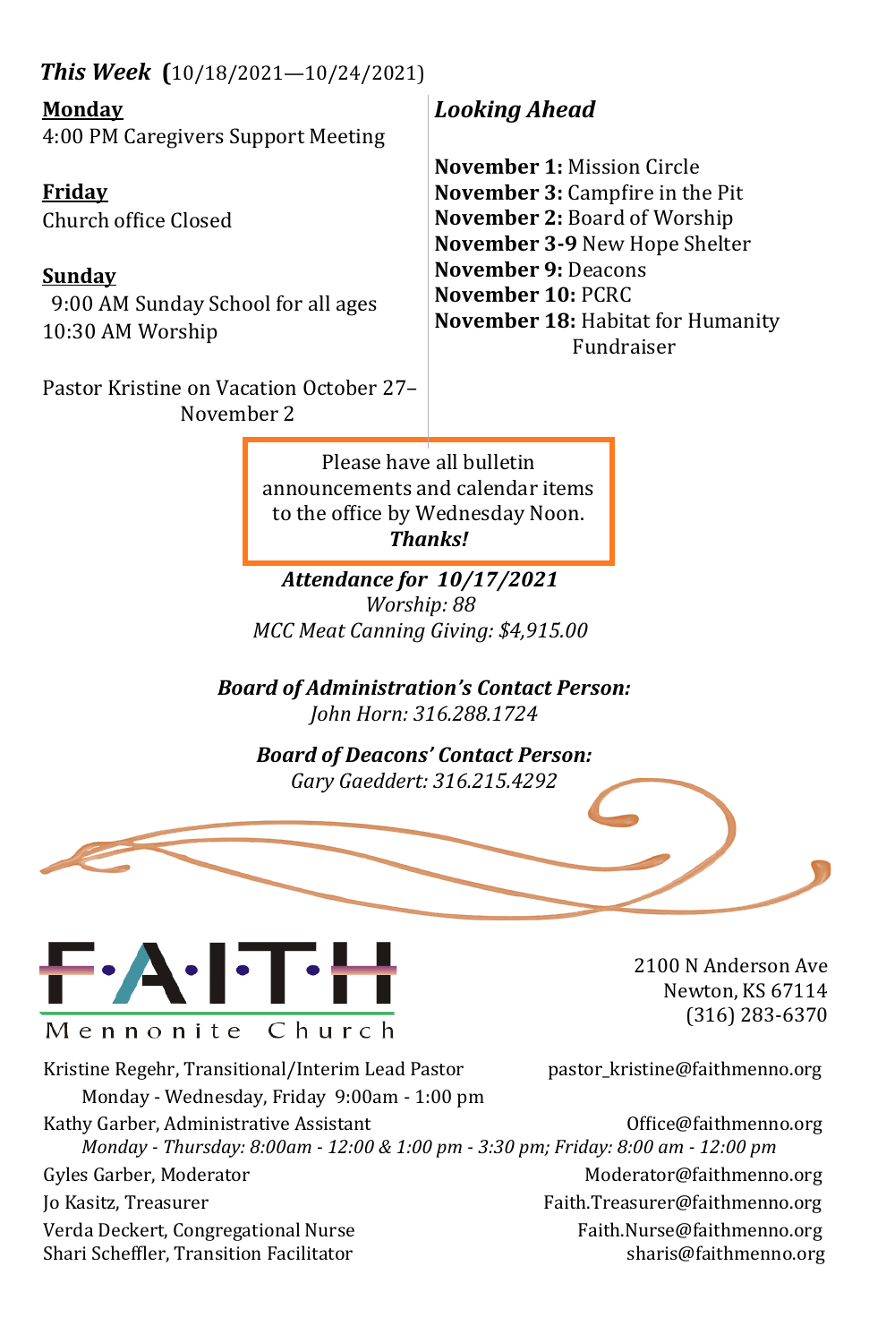## *This Week* (10/18/2021—10/24/2021)

**Monday**
4:00 PM Caregivers Support Meeting

**Friday**
Church office Closed

**Sunday**
9:00 AM Sunday School for all ages
10:30 AM Worship

Pastor Kristine on Vacation October 27–November 2

## *Looking Ahead*

**November 1:** Mission Circle
**November 3:** Campfire in the Pit
**November 2:** Board of Worship
**November 3-9** New Hope Shelter
**November 9:** Deacons
**November 10:** PCRC
**November 18:** Habitat for Humanity Fundraiser

Please have all bulletin announcements and calendar items to the office by Wednesday Noon.
***Thanks!***

***Attendance for 10/17/2021***
*Worship: 88*
*MCC Meat Canning Giving: $4,915.00*

***Board of Administration's Contact Person:***
*John Horn: 316.288.1724*

***Board of Deacons' Contact Person:***
*Gary Gaeddert: 316.215.4292*

**FAITH**
Mennonite Church

2100 N Anderson Ave
Newton, KS 67114
(316) 283-6370

Kristine Regehr, Transitional/Interim Lead Pastor — pastor_kristine@faithmenno.org
Monday - Wednesday, Friday 9:00am - 1:00 pm
Kathy Garber, Administrative Assistant — Office@faithmenno.org
*Monday - Thursday: 8:00am - 12:00 & 1:00 pm - 3:30 pm; Friday: 8:00 am - 12:00 pm*
Gyles Garber, Moderator — Moderator@faithmenno.org
Jo Kasitz, Treasurer — Faith.Treasurer@faithmenno.org
Verda Deckert, Congregational Nurse — Faith.Nurse@faithmenno.org
Shari Scheffler, Transition Facilitator — sharis@faithmenno.org